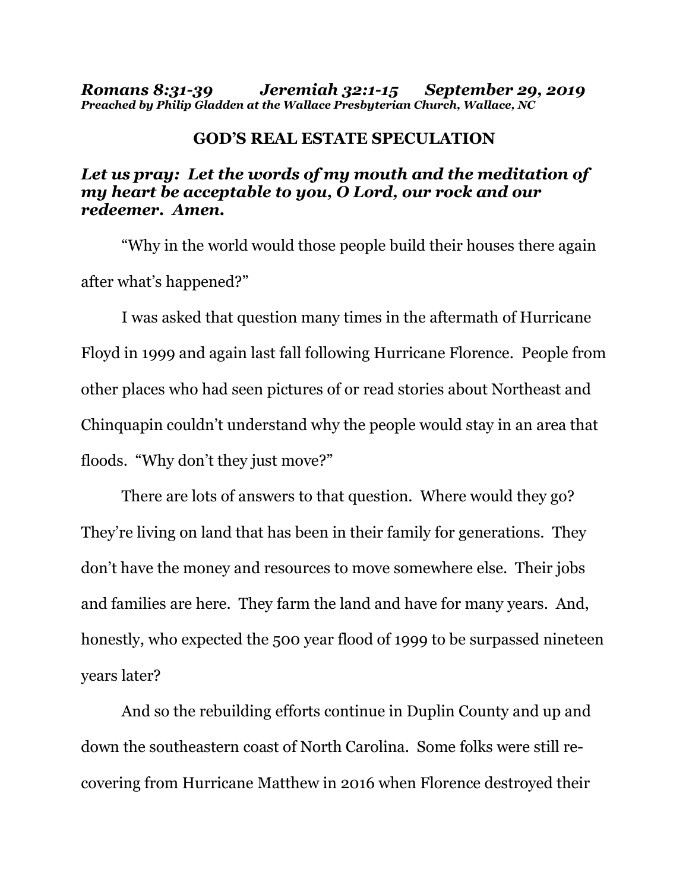***Romans 8:31-39 Jeremiah 32:1-15 September 29, 2019***
***Preached by Philip Gladden at the Wallace Presbyterian Church, Wallace, NC***

# GOD'S REAL ESTATE SPECULATION

***Let us pray: Let the words of my mouth and the meditation of my heart be acceptable to you, O Lord, our rock and our redeemer. Amen.***

"Why in the world would those people build their houses there again after what's happened?"

I was asked that question many times in the aftermath of Hurricane Floyd in 1999 and again last fall following Hurricane Florence. People from other places who had seen pictures of or read stories about Northeast and Chinquapin couldn't understand why the people would stay in an area that floods. "Why don't they just move?"

There are lots of answers to that question. Where would they go? They're living on land that has been in their family for generations. They don't have the money and resources to move somewhere else. Their jobs and families are here. They farm the land and have for many years. And, honestly, who expected the 500 year flood of 1999 to be surpassed nineteen years later?

And so the rebuilding efforts continue in Duplin County and up and down the southeastern coast of North Carolina. Some folks were still re-covering from Hurricane Matthew in 2016 when Florence destroyed their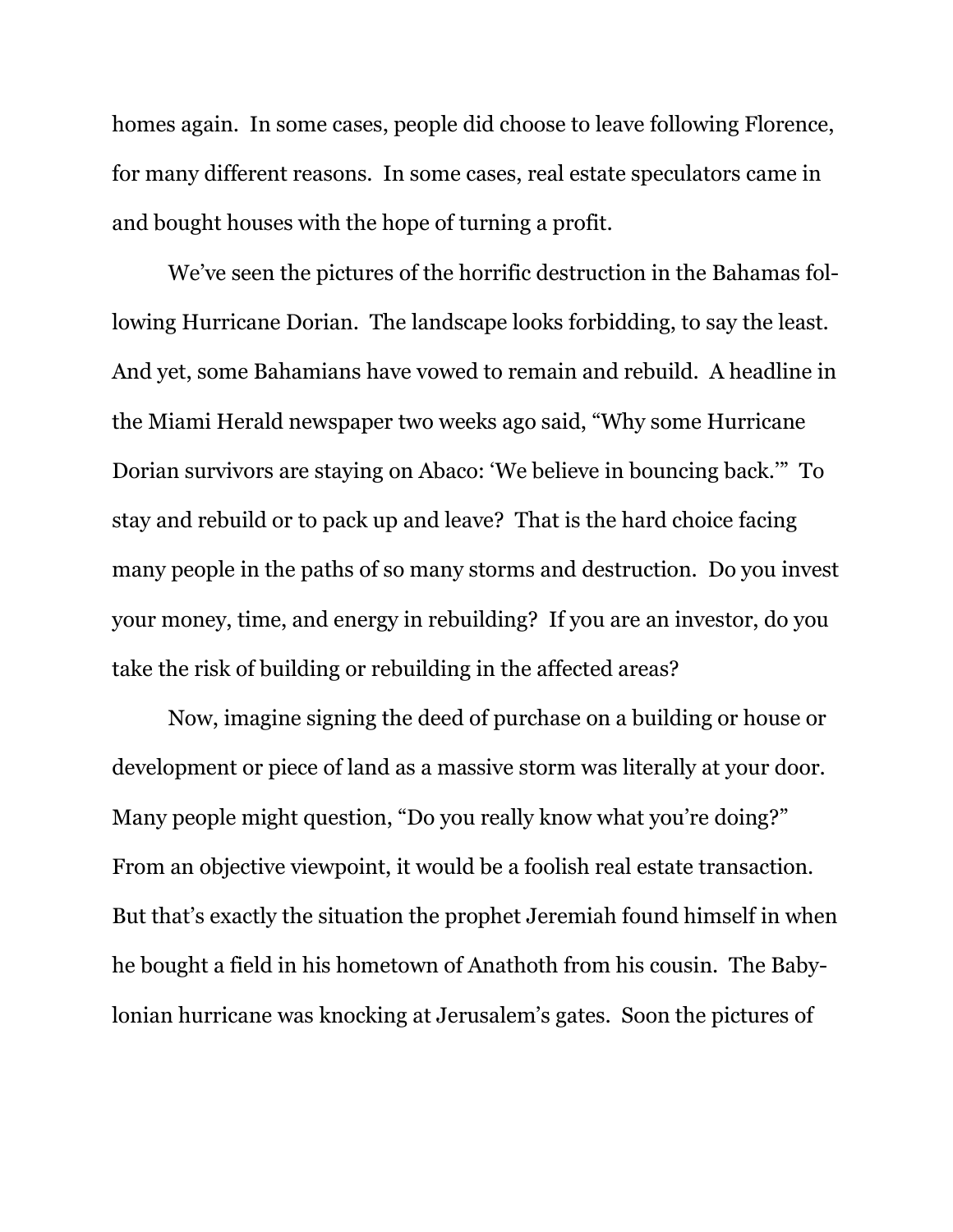homes again. In some cases, people did choose to leave following Florence, for many different reasons. In some cases, real estate speculators came in and bought houses with the hope of turning a profit.

We've seen the pictures of the horrific destruction in the Bahamas following Hurricane Dorian. The landscape looks forbidding, to say the least. And yet, some Bahamians have vowed to remain and rebuild. A headline in the Miami Herald newspaper two weeks ago said, "Why some Hurricane Dorian survivors are staying on Abaco: 'We believe in bouncing back.'" To stay and rebuild or to pack up and leave? That is the hard choice facing many people in the paths of so many storms and destruction. Do you invest your money, time, and energy in rebuilding? If you are an investor, do you take the risk of building or rebuilding in the affected areas?

Now, imagine signing the deed of purchase on a building or house or development or piece of land as a massive storm was literally at your door. Many people might question, "Do you really know what you're doing?" From an objective viewpoint, it would be a foolish real estate transaction. But that's exactly the situation the prophet Jeremiah found himself in when he bought a field in his hometown of Anathoth from his cousin. The Babylonian hurricane was knocking at Jerusalem's gates. Soon the pictures of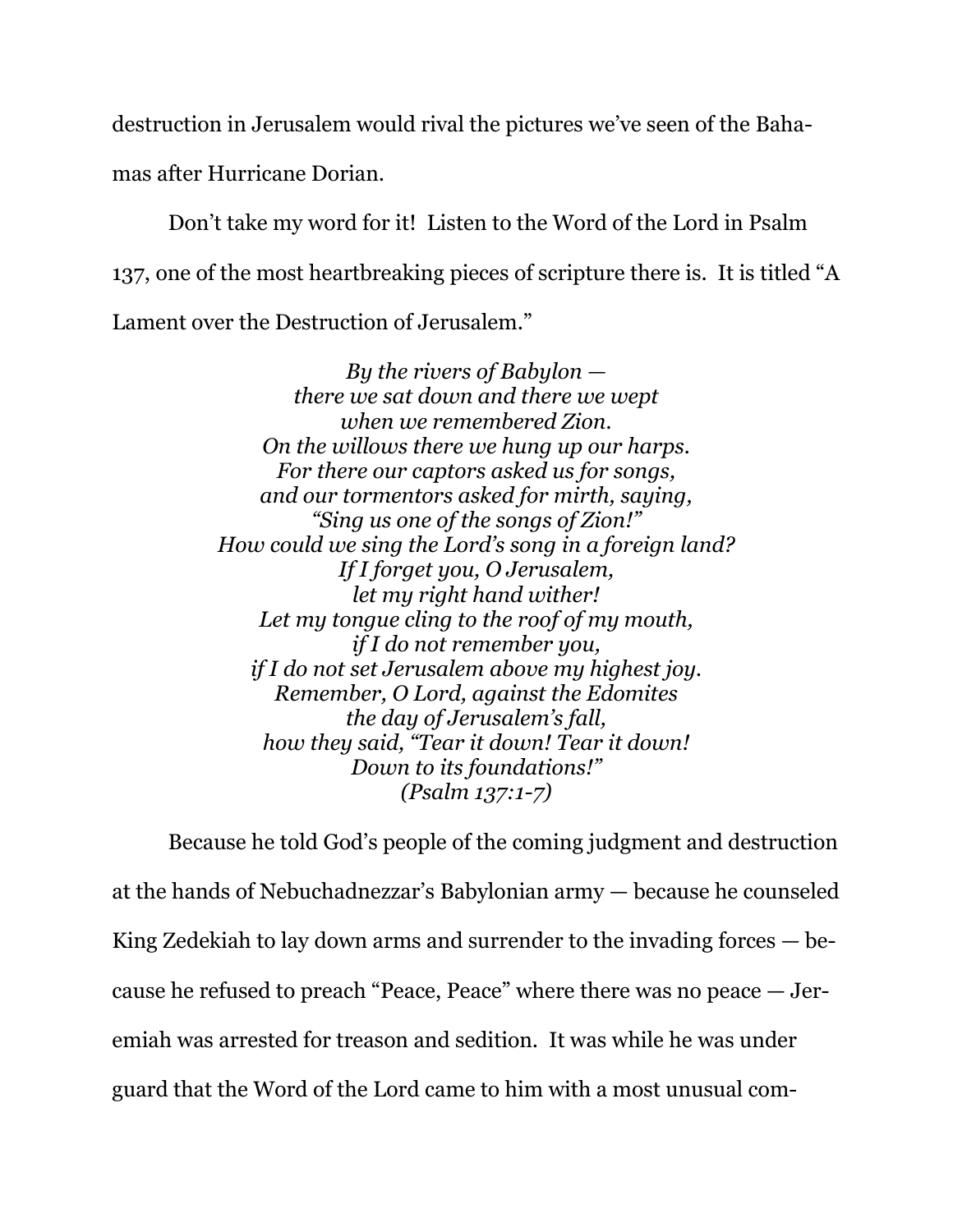destruction in Jerusalem would rival the pictures we've seen of the Bahamas after Hurricane Dorian.

Don't take my word for it! Listen to the Word of the Lord in Psalm 137, one of the most heartbreaking pieces of scripture there is. It is titled "A Lament over the Destruction of Jerusalem."

*By the rivers of Babylon —*
*there we sat down and there we wept*
*when we remembered Zion.*
*On the willows there we hung up our harps.*
*For there our captors asked us for songs,*
*and our tormentors asked for mirth, saying,*
*"Sing us one of the songs of Zion!"*
*How could we sing the Lord's song in a foreign land?*
*If I forget you, O Jerusalem,*
*let my right hand wither!*
*Let my tongue cling to the roof of my mouth,*
*if I do not remember you,*
*if I do not set Jerusalem above my highest joy.*
*Remember, O Lord, against the Edomites*
*the day of Jerusalem's fall,*
*how they said, "Tear it down! Tear it down!*
*Down to its foundations!"*
*(Psalm 137:1-7)*

Because he told God's people of the coming judgment and destruction at the hands of Nebuchadnezzar's Babylonian army — because he counseled King Zedekiah to lay down arms and surrender to the invading forces — because he refused to preach "Peace, Peace" where there was no peace — Jeremiah was arrested for treason and sedition. It was while he was under guard that the Word of the Lord came to him with a most unusual com-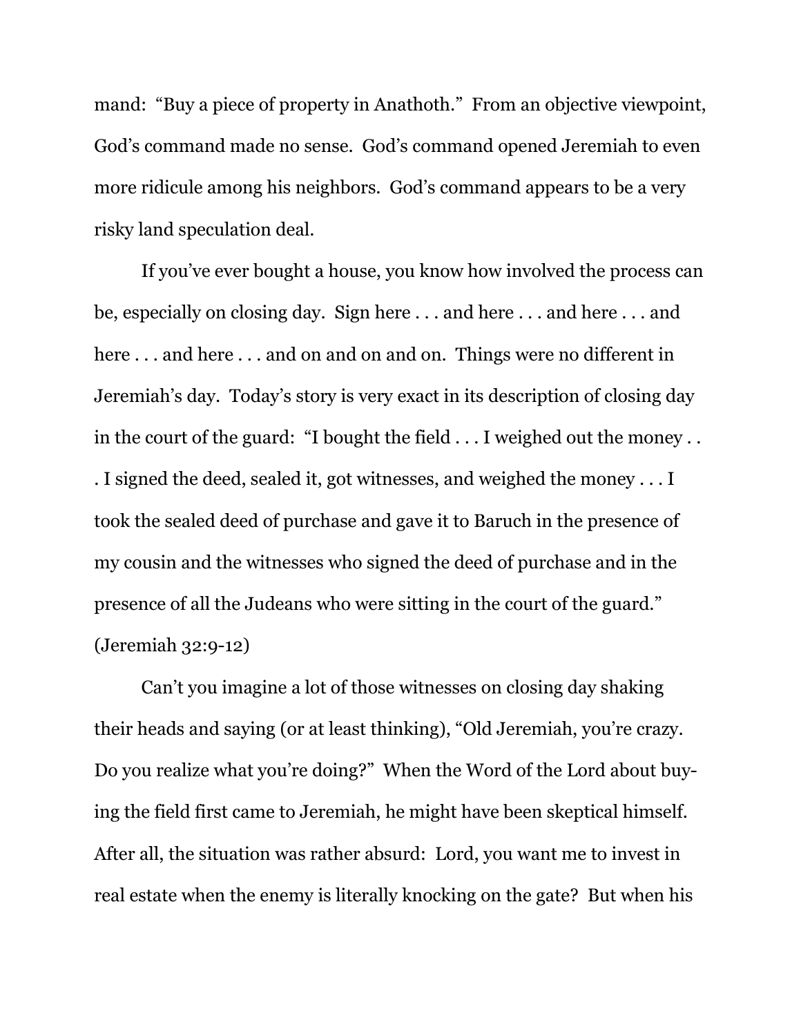mand: "Buy a piece of property in Anathoth." From an objective viewpoint, God's command made no sense. God's command opened Jeremiah to even more ridicule among his neighbors. God's command appears to be a very risky land speculation deal.

If you've ever bought a house, you know how involved the process can be, especially on closing day. Sign here . . . and here . . . and here . . . and here . . . and here . . . and on and on and on. Things were no different in Jeremiah's day. Today's story is very exact in its description of closing day in the court of the guard: "I bought the field . . . I weighed out the money . . . I signed the deed, sealed it, got witnesses, and weighed the money . . . I took the sealed deed of purchase and gave it to Baruch in the presence of my cousin and the witnesses who signed the deed of purchase and in the presence of all the Judeans who were sitting in the court of the guard." (Jeremiah 32:9-12)

Can't you imagine a lot of those witnesses on closing day shaking their heads and saying (or at least thinking), "Old Jeremiah, you're crazy. Do you realize what you're doing?" When the Word of the Lord about buying the field first came to Jeremiah, he might have been skeptical himself. After all, the situation was rather absurd: Lord, you want me to invest in real estate when the enemy is literally knocking on the gate? But when his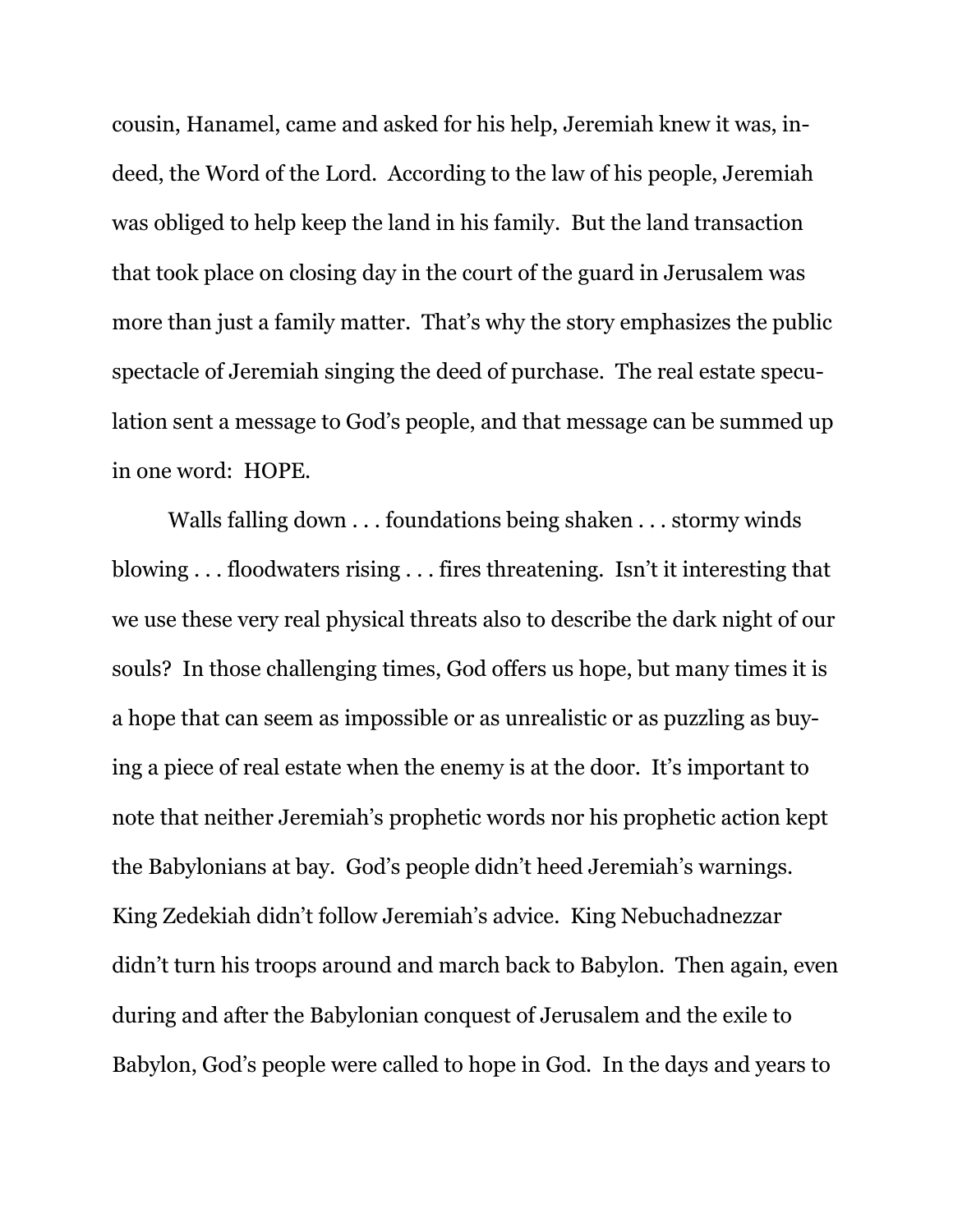cousin, Hanamel, came and asked for his help, Jeremiah knew it was, indeed, the Word of the Lord. According to the law of his people, Jeremiah was obliged to help keep the land in his family. But the land transaction that took place on closing day in the court of the guard in Jerusalem was more than just a family matter. That's why the story emphasizes the public spectacle of Jeremiah singing the deed of purchase. The real estate speculation sent a message to God's people, and that message can be summed up in one word: HOPE.

Walls falling down . . . foundations being shaken . . . stormy winds blowing . . . floodwaters rising . . . fires threatening. Isn't it interesting that we use these very real physical threats also to describe the dark night of our souls? In those challenging times, God offers us hope, but many times it is a hope that can seem as impossible or as unrealistic or as puzzling as buying a piece of real estate when the enemy is at the door. It's important to note that neither Jeremiah's prophetic words nor his prophetic action kept the Babylonians at bay. God's people didn't heed Jeremiah's warnings. King Zedekiah didn't follow Jeremiah's advice. King Nebuchadnezzar didn't turn his troops around and march back to Babylon. Then again, even during and after the Babylonian conquest of Jerusalem and the exile to Babylon, God's people were called to hope in God. In the days and years to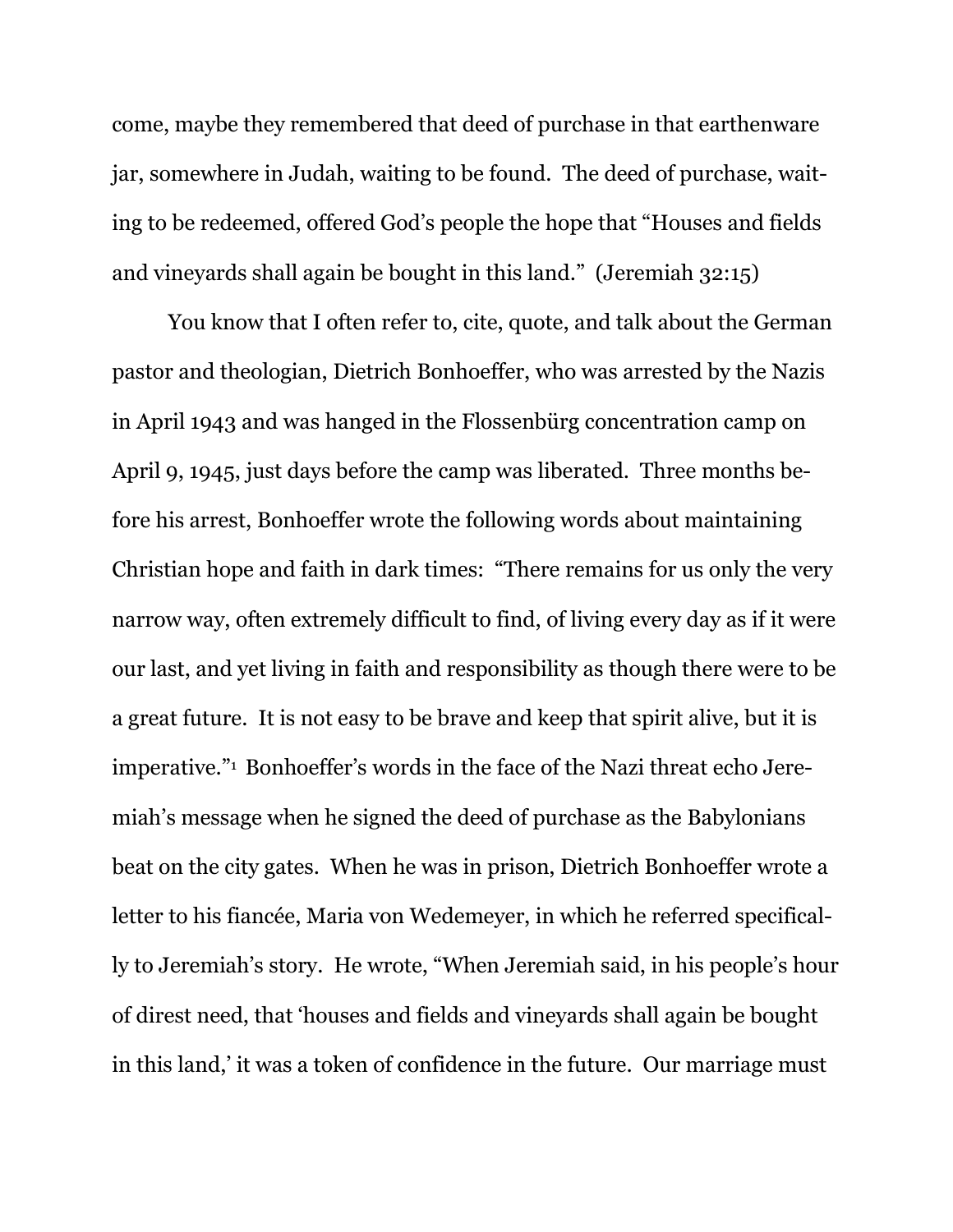come, maybe they remembered that deed of purchase in that earthenware jar, somewhere in Judah, waiting to be found. The deed of purchase, waiting to be redeemed, offered God's people the hope that "Houses and fields and vineyards shall again be bought in this land." (Jeremiah 32:15)

You know that I often refer to, cite, quote, and talk about the German pastor and theologian, Dietrich Bonhoeffer, who was arrested by the Nazis in April 1943 and was hanged in the Flossenbürg concentration camp on April 9, 1945, just days before the camp was liberated. Three months before his arrest, Bonhoeffer wrote the following words about maintaining Christian hope and faith in dark times: "There remains for us only the very narrow way, often extremely difficult to find, of living every day as if it were our last, and yet living in faith and responsibility as though there were to be a great future. It is not easy to be brave and keep that spirit alive, but it is imperative."[1] Bonhoeffer's words in the face of the Nazi threat echo Jeremiah's message when he signed the deed of purchase as the Babylonians beat on the city gates. When he was in prison, Dietrich Bonhoeffer wrote a letter to his fiancée, Maria von Wedemeyer, in which he referred specifically to Jeremiah's story. He wrote, "When Jeremiah said, in his people's hour of direst need, that 'houses and fields and vineyards shall again be bought in this land,' it was a token of confidence in the future. Our marriage must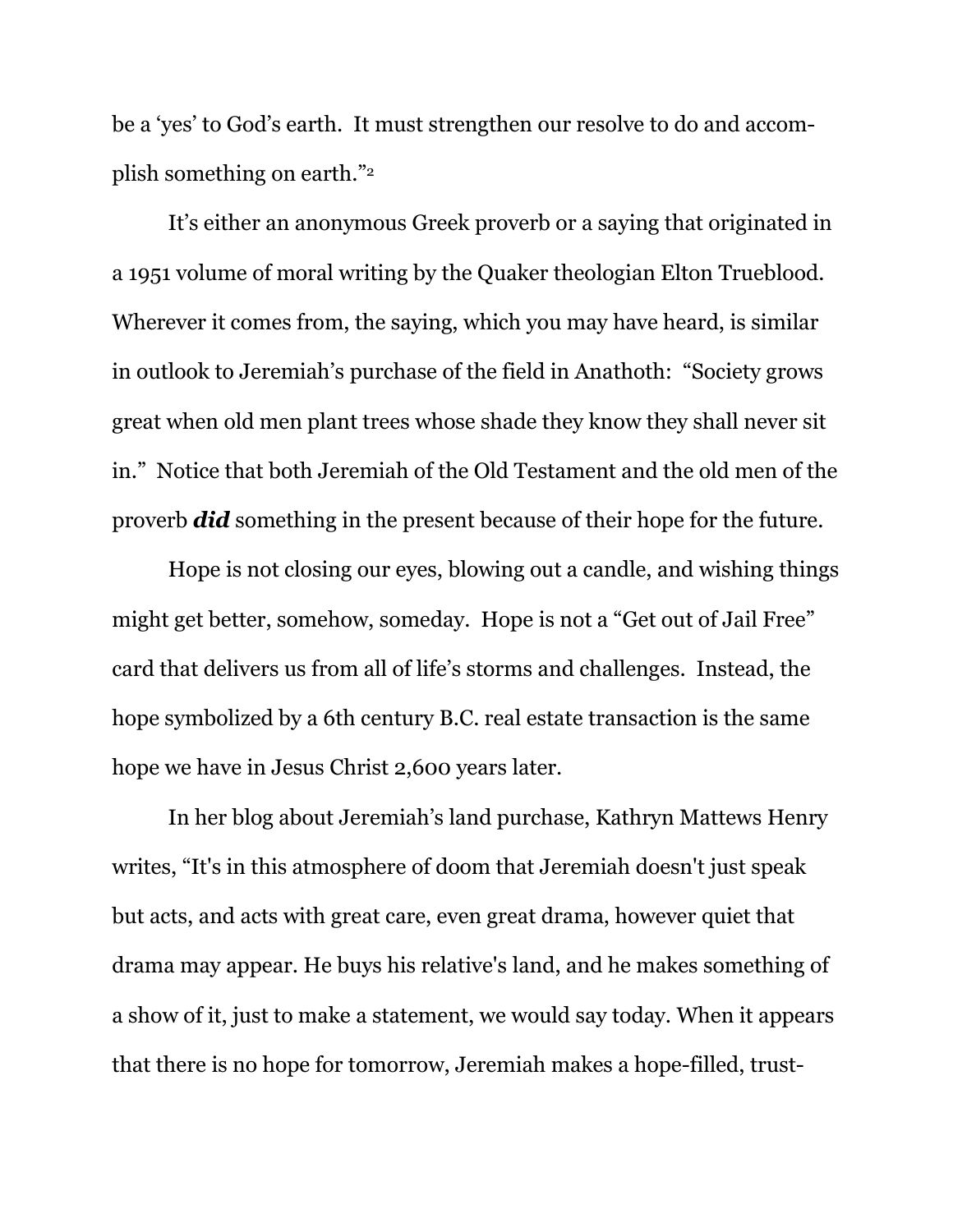be a 'yes' to God's earth. It must strengthen our resolve to do and accomplish something on earth."[2]

It's either an anonymous Greek proverb or a saying that originated in a 1951 volume of moral writing by the Quaker theologian Elton Trueblood. Wherever it comes from, the saying, which you may have heard, is similar in outlook to Jeremiah's purchase of the field in Anathoth: "Society grows great when old men plant trees whose shade they know they shall never sit in." Notice that both Jeremiah of the Old Testament and the old men of the proverb ***did*** something in the present because of their hope for the future.

Hope is not closing our eyes, blowing out a candle, and wishing things might get better, somehow, someday. Hope is not a "Get out of Jail Free" card that delivers us from all of life's storms and challenges. Instead, the hope symbolized by a 6th century B.C. real estate transaction is the same hope we have in Jesus Christ 2,600 years later.

In her blog about Jeremiah's land purchase, Kathryn Mattews Henry writes, "It's in this atmosphere of doom that Jeremiah doesn't just speak but acts, and acts with great care, even great drama, however quiet that drama may appear. He buys his relative's land, and he makes something of a show of it, just to make a statement, we would say today. When it appears that there is no hope for tomorrow, Jeremiah makes a hope-filled, trust-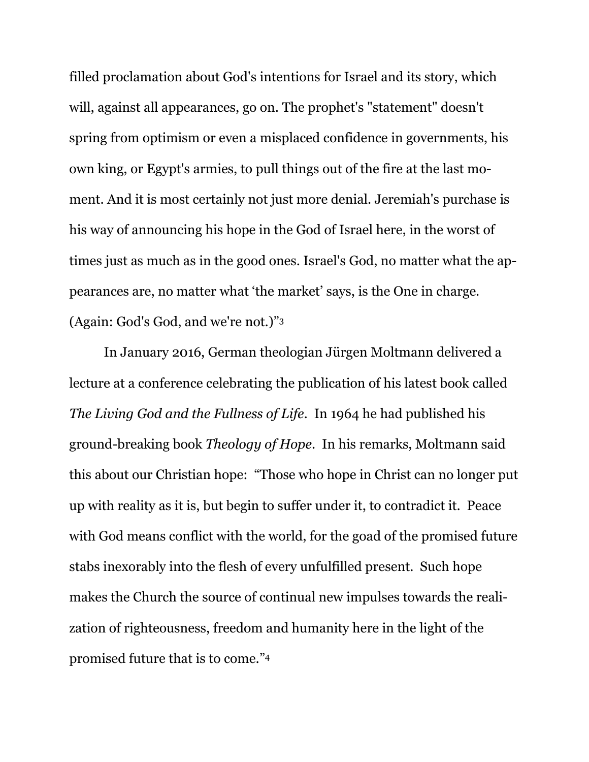filled proclamation about God's intentions for Israel and its story, which will, against all appearances, go on. The prophet's "statement" doesn't spring from optimism or even a misplaced confidence in governments, his own king, or Egypt's armies, to pull things out of the fire at the last moment. And it is most certainly not just more denial. Jeremiah's purchase is his way of announcing his hope in the God of Israel here, in the worst of times just as much as in the good ones. Israel's God, no matter what the appearances are, no matter what 'the market' says, is the One in charge. (Again: God's God, and we're not.)"[3]

In January 2016, German theologian Jürgen Moltmann delivered a lecture at a conference celebrating the publication of his latest book called *The Living God and the Fullness of Life*. In 1964 he had published his ground-breaking book *Theology of Hope*. In his remarks, Moltmann said this about our Christian hope: "Those who hope in Christ can no longer put up with reality as it is, but begin to suffer under it, to contradict it. Peace with God means conflict with the world, for the goad of the promised future stabs inexorably into the flesh of every unfulfilled present. Such hope makes the Church the source of continual new impulses towards the realization of righteousness, freedom and humanity here in the light of the promised future that is to come."[4]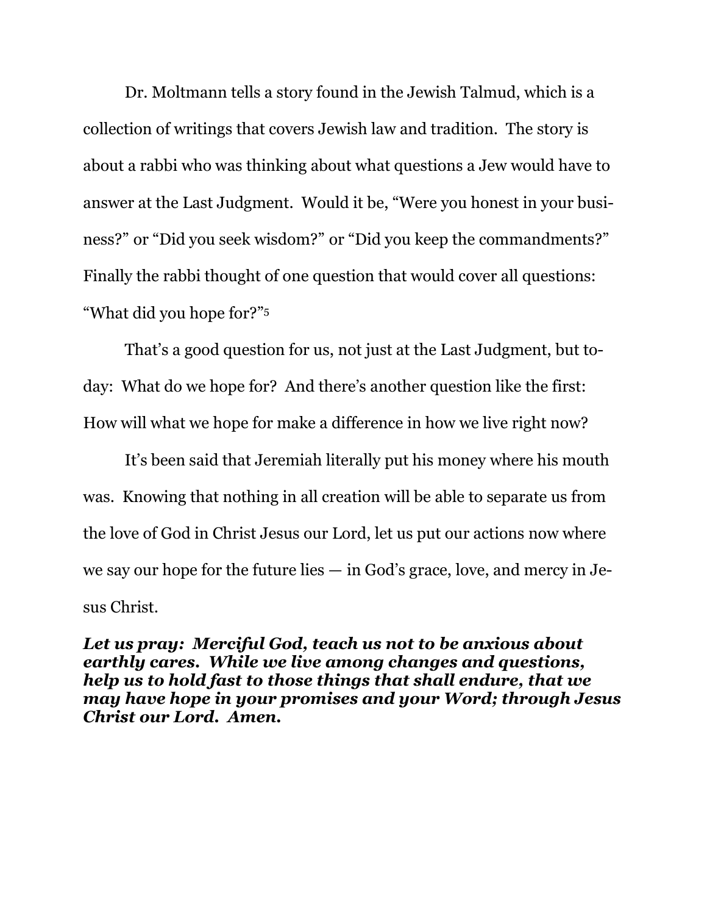Dr. Moltmann tells a story found in the Jewish Talmud, which is a collection of writings that covers Jewish law and tradition. The story is about a rabbi who was thinking about what questions a Jew would have to answer at the Last Judgment. Would it be, "Were you honest in your business?" or "Did you seek wisdom?" or "Did you keep the commandments?" Finally the rabbi thought of one question that would cover all questions: "What did you hope for?"[5]

That's a good question for us, not just at the Last Judgment, but today: What do we hope for? And there's another question like the first: How will what we hope for make a difference in how we live right now?

It's been said that Jeremiah literally put his money where his mouth was. Knowing that nothing in all creation will be able to separate us from the love of God in Christ Jesus our Lord, let us put our actions now where we say our hope for the future lies — in God's grace, love, and mercy in Jesus Christ.

***Let us pray: Merciful God, teach us not to be anxious about earthly cares. While we live among changes and questions, help us to hold fast to those things that shall endure, that we may have hope in your promises and your Word; through Jesus Christ our Lord. Amen.***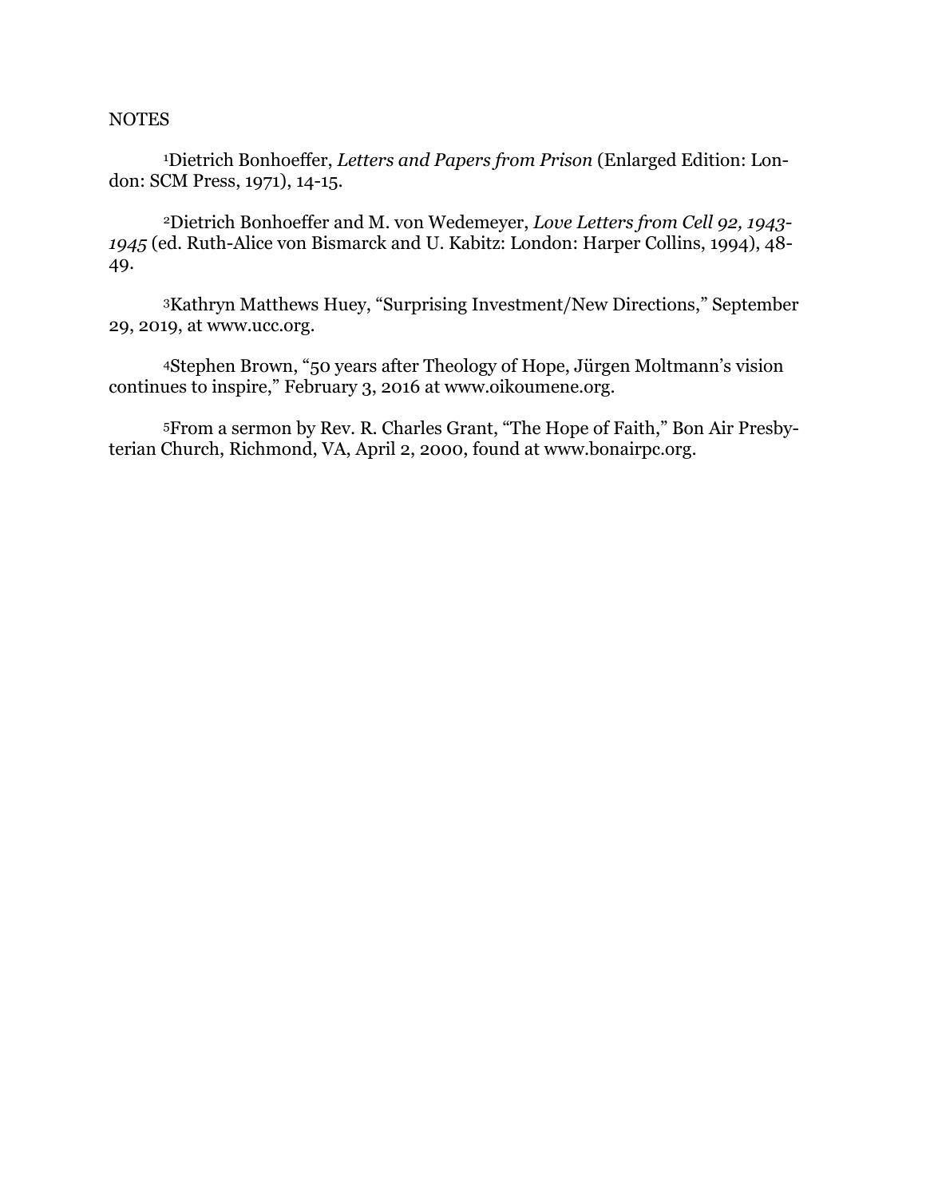NOTES

[1]Dietrich Bonhoeffer, *Letters and Papers from Prison* (Enlarged Edition: London: SCM Press, 1971), 14-15.

[2]Dietrich Bonhoeffer and M. von Wedemeyer, *Love Letters from Cell 92, 1943-1945* (ed. Ruth-Alice von Bismarck and U. Kabitz: London: Harper Collins, 1994), 48-49.

[3]Kathryn Matthews Huey, "Surprising Investment/New Directions," September 29, 2019, at www.ucc.org.

[4]Stephen Brown, "50 years after Theology of Hope, Jürgen Moltmann's vision continues to inspire," February 3, 2016 at www.oikoumene.org.

[5]From a sermon by Rev. R. Charles Grant, "The Hope of Faith," Bon Air Presbyterian Church, Richmond, VA, April 2, 2000, found at www.bonairpc.org.